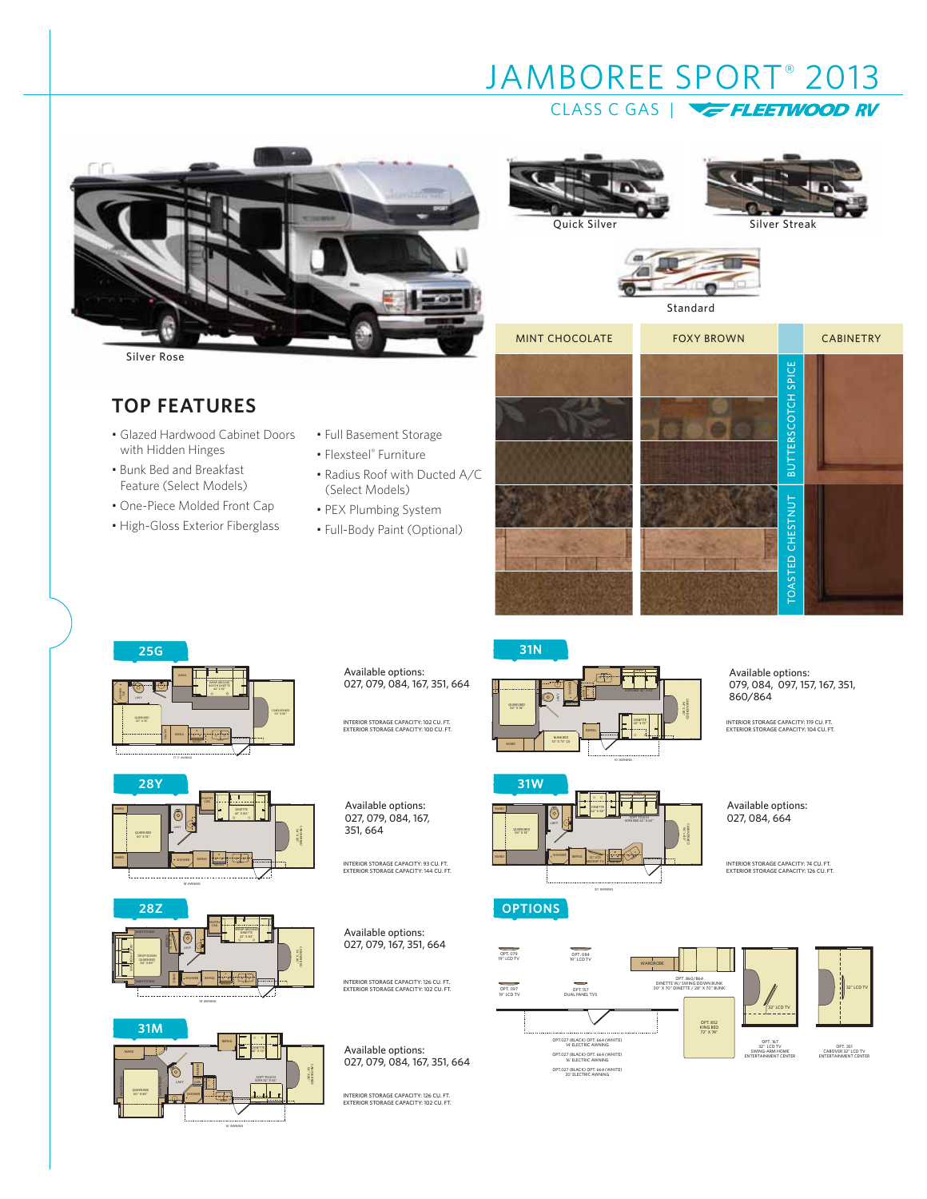# JAMBOREE SPORT® 2013

CLASS C GAS | FLEETWOOD RV

Silver Rose

Quick Silver

Silver Streak

Standard

| MINT CHOCOLATE | FOXY BROWN | CABINETRY |
|---|---|---|
| | | BUTTERSCOTCH SPICE |
| | | TOASTED CHESTNUT |

## TOP FEATURES

- Glazed Hardwood Cabinet Doors with Hidden Hinges
- Bunk Bed and Breakfast Feature (Select Models)
- One-Piece Molded Front Cap
- High-Gloss Exterior Fiberglass
- Full Basement Storage
- Flexsteel® Furniture
- Radius Roof with Ducted A/C (Select Models)
- PEX Plumbing System
- Full-Body Paint (Optional)

## 25G

Available options:
027, 079, 084, 167, 351, 664

INTERIOR STORAGE CAPACITY: 102 CU. FT.
EXTERIOR STORAGE CAPACITY: 100 CU. FT.

## 28Y

Available options:
027, 079, 084, 167, 351, 664

INTERIOR STORAGE CAPACITY: 93 CU. FT.
EXTERIOR STORAGE CAPACITY: 144 CU. FT.

## 28Z

Available options:
027, 079, 167, 351, 664

INTERIOR STORAGE CAPACITY: 126 CU. FT.
EXTERIOR STORAGE CAPACITY: 102 CU. FT.

## 31M

Available options:
027, 079, 084, 167, 351, 664

INTERIOR STORAGE CAPACITY: 126 CU. FT.
EXTERIOR STORAGE CAPACITY: 102 CU. FT.

## 31N

Available options:
079, 084, 097, 157, 167, 351, 860/864

INTERIOR STORAGE CAPACITY: 119 CU. FT.
EXTERIOR STORAGE CAPACITY: 104 CU. FT.

## 31W

Available options:
027, 084, 664

INTERIOR STORAGE CAPACITY: 74 CU. FT.
EXTERIOR STORAGE CAPACITY: 126 CU. FT.

## OPTIONS

- OPT. 079 19" LCD TV
- OPT. 084 19" LCD TV
- OPT. 097 19" LCD TV
- OPT. 157 DUAL PANEL TVS
- OPT. 860/864 DINETTE W/ SWING DOWN BUNK 30" X 70" DINETTE / 28" X 70" BUNK
- OPT. 852 KING BED 72" X 76"
- OPT. 167 32" LCD TV SWING-ARM HOME ENTERTAINMENT CENTER
- OPT. 351 CABOVER 32" LCD TV ENTERTAINMENT CENTER
- OPT.027 (BLACK) OPT. 664 (WHITE) 14' ELECTRIC AWNING
- OPT.027 (BLACK) OPT. 664 (WHITE) 16' ELECTRIC AWNING
- OPT.027 (BLACK) OPT. 664 (WHITE) 20' ELECTRIC AWNING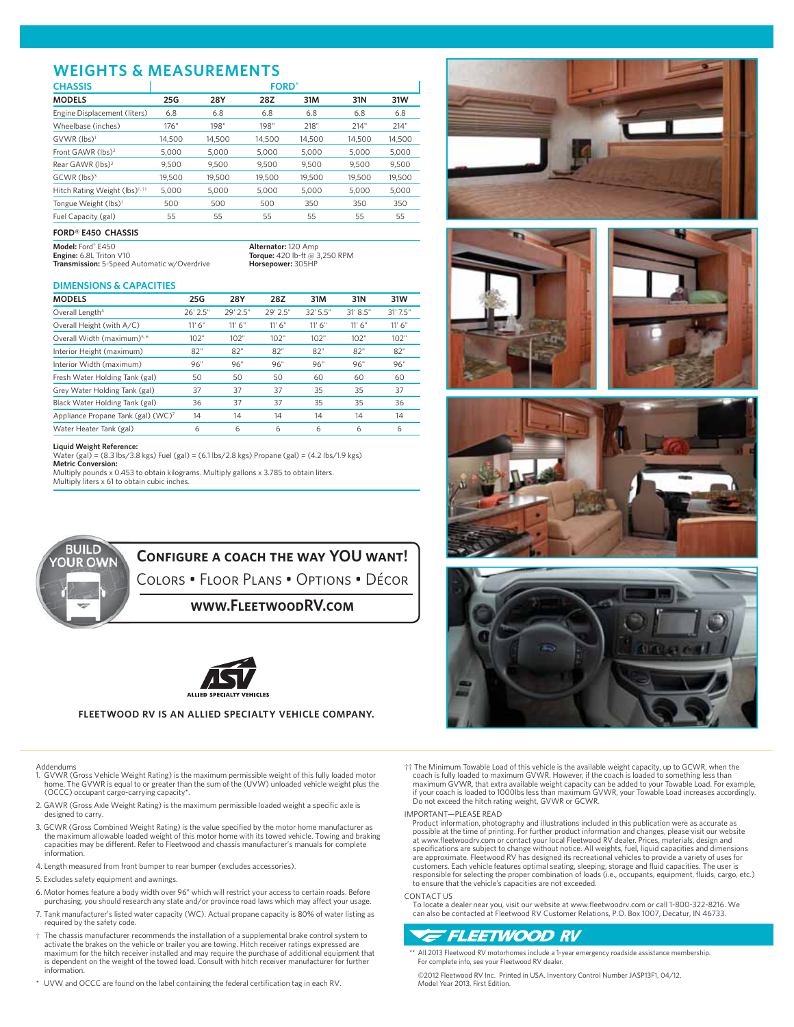# WEIGHTS & MEASUREMENTS

| CHASSIS | FORD® | | | | | |
|---|---|---|---|---|---|---|
| **MODELS** | **25G** | **28Y** | **28Z** | **31M** | **31N** | **31W** |
| Engine Displacement (liters) | 6.8 | 6.8 | 6.8 | 6.8 | 6.8 | 6.8 |
| Wheelbase (inches) | 176" | 198" | 198" | 218" | 214" | 214" |
| GVWR (lbs)[1] | 14,500 | 14,500 | 14,500 | 14,500 | 14,500 | 14,500 |
| Front GAWR (lbs)[2] | 5,000 | 5,000 | 5,000 | 5,000 | 5,000 | 5,000 |
| Rear GAWR (lbs)[2] | 9,500 | 9,500 | 9,500 | 9,500 | 9,500 | 9,500 |
| GCWR (lbs)[3] | 19,500 | 19,500 | 19,500 | 19,500 | 19,500 | 19,500 |
| Hitch Rating Weight (lbs)[†, ††] | 5,000 | 5,000 | 5,000 | 5,000 | 5,000 | 5,000 |
| Tongue Weight (lbs)[†] | 500 | 500 | 500 | 350 | 350 | 350 |
| Fuel Capacity (gal) | 55 | 55 | 55 | 55 | 55 | 55 |

### FORD® E450 CHASSIS

**Model:** Ford® E450
**Engine:** 6.8L Triton V10
**Transmission:** 5-Speed Automatic w/Overdrive

**Alternator:** 120 Amp
**Torque:** 420 lb-ft @ 3,250 RPM
**Horsepower:** 305HP

### DIMENSIONS & CAPACITIES

| MODELS | 25G | 28Y | 28Z | 31M | 31N | 31W |
|---|---|---|---|---|---|---|
| Overall Length[4] | 26' 2.5" | 29' 2.5" | 29' 2.5" | 32' 5.5" | 31' 8.5" | 31' 7.5" |
| Overall Height (with A/C) | 11' 6" | 11' 6" | 11' 6" | 11' 6" | 11' 6" | 11' 6" |
| Overall Width (maximum)[5, 6] | 102" | 102" | 102" | 102" | 102" | 102" |
| Interior Height (maximum) | 82" | 82" | 82" | 82" | 82" | 82" |
| Interior Width (maximum) | 96" | 96" | 96" | 96" | 96" | 96" |
| Fresh Water Holding Tank (gal) | 50 | 50 | 50 | 60 | 60 | 60 |
| Grey Water Holding Tank (gal) | 37 | 37 | 37 | 35 | 35 | 37 |
| Black Water Holding Tank (gal) | 36 | 37 | 37 | 35 | 35 | 36 |
| Appliance Propane Tank (gal) (WC)[7] | 14 | 14 | 14 | 14 | 14 | 14 |
| Water Heater Tank (gal) | 6 | 6 | 6 | 6 | 6 | 6 |

**Liquid Weight Reference:**
Water (gal) = (8.3 lbs/3.8 kgs) Fuel (gal) = (6.1 lbs/2.8 kgs) Propane (gal) = (4.2 lbs/1.9 kgs)
**Metric Conversion:**
Multiply pounds x 0.453 to obtain kilograms. Multiply gallons x 3.785 to obtain liters.
Multiply liters x 61 to obtain cubic inches.

BUILD YOUR OWN

**CONFIGURE A COACH THE WAY YOU WANT!**

COLORS • FLOOR PLANS • OPTIONS • DÉCOR

**WWW.FLEETWOODRV.COM**

ALLIED SPECIALTY VEHICLES

**FLEETWOOD RV IS AN ALLIED SPECIALTY VEHICLE COMPANY.**

Addendums

1. GVWR (Gross Vehicle Weight Rating) is the maximum permissible weight of this fully loaded motor home. The GVWR is equal to or greater than the sum of the (UVW) unloaded vehicle weight plus the (OCCC) occupant cargo-carrying capacity*.
2. GAWR (Gross Axle Weight Rating) is the maximum permissible loaded weight a specific axle is designed to carry.
3. GCWR (Gross Combined Weight Rating) is the value specified by the motor home manufacturer as the maximum allowable loaded weight of this motor home with its towed vehicle. Towing and braking capacities may be different. Refer to Fleetwood and chassis manufacturer's manuals for complete information.
4. Length measured from front bumper to rear bumper (excludes accessories).
5. Excludes safety equipment and awnings.
6. Motor homes feature a body width over 96" which will restrict your access to certain roads. Before purchasing, you should research any state and/or province road laws which may affect your usage.
7. Tank manufacturer's listed water capacity (WC). Actual propane capacity is 80% of water listing as required by the safety code.

† The chassis manufacturer recommends the installation of a supplemental brake control system to activate the brakes on the vehicle or trailer you are towing. Hitch receiver ratings expressed are maximum for the hitch receiver installed and may require the purchase of additional equipment that is dependent on the weight of the towed load. Consult with hitch receiver manufacturer for further information.

\* UVW and OCCC are found on the label containing the federal certification tag in each RV.

†† The Minimum Towable Load of this vehicle is the available weight capacity, up to GCWR, when the coach is fully loaded to maximum GVWR. However, if the coach is loaded to something less than maximum GVWR, that extra available weight capacity can be added to your Towable Load. For example, if your coach is loaded to 1000lbs less than maximum GVWR, your Towable Load increases accordingly. Do not exceed the hitch rating weight, GVWR or GCWR.

IMPORTANT—PLEASE READ

Product information, photography and illustrations included in this publication were as accurate as possible at the time of printing. For further product information and changes, please visit our website at www.fleetwoodrv.com or contact your local Fleetwood RV dealer. Prices, materials, design and specifications are subject to change without notice. All weights, fuel, liquid capacities and dimensions are approximate. Fleetwood RV has designed its recreational vehicles to provide a variety of uses for customers. Each vehicle features optimal seating, sleeping, storage and fluid capacities. The user is responsible for selecting the proper combination of loads (i.e., occupants, equipment, fluids, cargo, etc.) to ensure that the vehicle's capacities are not exceeded.

CONTACT US

To locate a dealer near you, visit our website at www.fleetwoodrv.com or call 1-800-322-8216. We can also be contacted at Fleetwood RV Customer Relations, P.O. Box 1007, Decatur, IN 46733.

FLEETWOOD RV

\** All 2013 Fleetwood RV motorhomes include a 1-year emergency roadside assistance membership. For complete info, see your Fleetwood RV dealer.

©2012 Fleetwood RV Inc. Printed in USA. Inventory Control Number JASP13F1, 04/12.
Model Year 2013, First Edition.